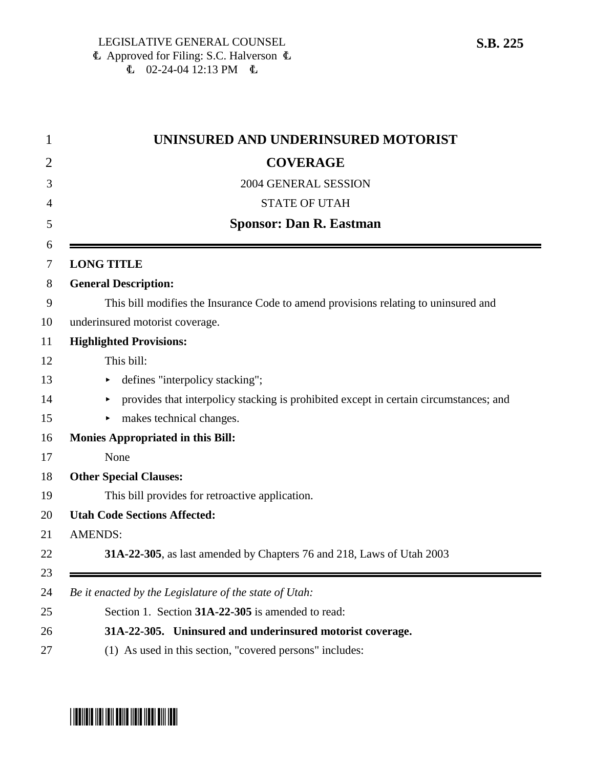LEGISLATIVE GENERAL COUNSEL
Approved for Filing: S.C. Halverson
02-24-04 12:13 PM

**S.B. 225**

# UNINSURED AND UNDERINSURED MOTORIST COVERAGE

2004 GENERAL SESSION

STATE OF UTAH

**Sponsor: Dan R. Eastman**

---

**LONG TITLE**

**General Description:**

This bill modifies the Insurance Code to amend provisions relating to uninsured and underinsured motorist coverage.

**Highlighted Provisions:**

This bill:

- defines "interpolicy stacking";
- provides that interpolicy stacking is prohibited except in certain circumstances; and
- makes technical changes.

**Monies Appropriated in this Bill:**

None

**Other Special Clauses:**

This bill provides for retroactive application.

**Utah Code Sections Affected:**

AMENDS:

**31A-22-305**, as last amended by Chapters 76 and 218, Laws of Utah 2003

---

*Be it enacted by the Legislature of the state of Utah:*

Section 1. Section **31A-22-305** is amended to read:

**31A-22-305. Uninsured and underinsured motorist coverage.**

(1) As used in this section, "covered persons" includes: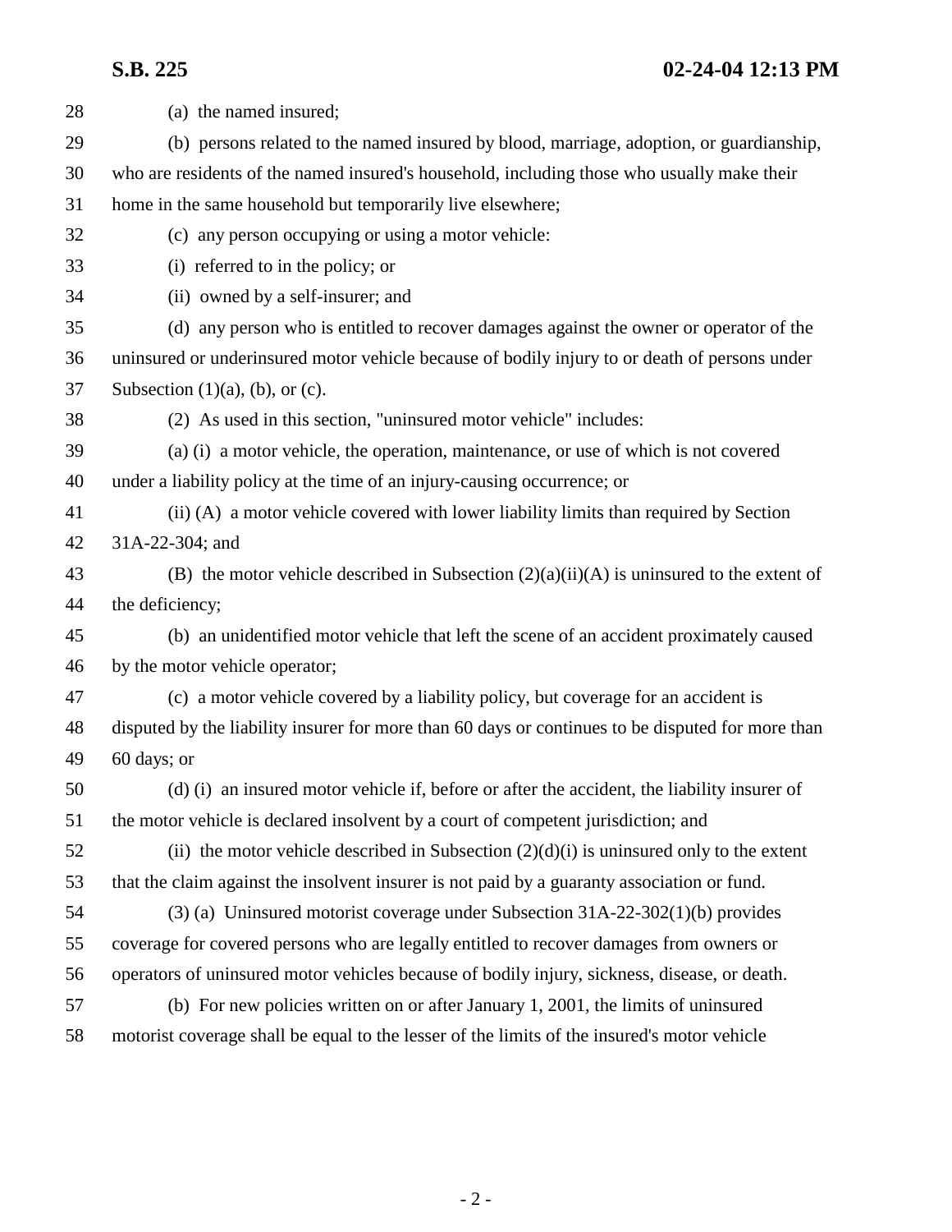(a) the named insured;

(b) persons related to the named insured by blood, marriage, adoption, or guardianship, who are residents of the named insured's household, including those who usually make their home in the same household but temporarily live elsewhere;

(c) any person occupying or using a motor vehicle:

(i) referred to in the policy; or

(ii) owned by a self-insurer; and

(d) any person who is entitled to recover damages against the owner or operator of the uninsured or underinsured motor vehicle because of bodily injury to or death of persons under Subsection (1)(a), (b), or (c).

(2) As used in this section, "uninsured motor vehicle" includes:

(a) (i) a motor vehicle, the operation, maintenance, or use of which is not covered under a liability policy at the time of an injury-causing occurrence; or

(ii) (A) a motor vehicle covered with lower liability limits than required by Section 31A-22-304; and

(B) the motor vehicle described in Subsection (2)(a)(ii)(A) is uninsured to the extent of the deficiency;

(b) an unidentified motor vehicle that left the scene of an accident proximately caused by the motor vehicle operator;

(c) a motor vehicle covered by a liability policy, but coverage for an accident is disputed by the liability insurer for more than 60 days or continues to be disputed for more than 60 days; or

(d) (i) an insured motor vehicle if, before or after the accident, the liability insurer of the motor vehicle is declared insolvent by a court of competent jurisdiction; and

(ii) the motor vehicle described in Subsection (2)(d)(i) is uninsured only to the extent that the claim against the insolvent insurer is not paid by a guaranty association or fund.

(3) (a) Uninsured motorist coverage under Subsection 31A-22-302(1)(b) provides coverage for covered persons who are legally entitled to recover damages from owners or operators of uninsured motor vehicles because of bodily injury, sickness, disease, or death.

(b) For new policies written on or after January 1, 2001, the limits of uninsured motorist coverage shall be equal to the lesser of the limits of the insured's motor vehicle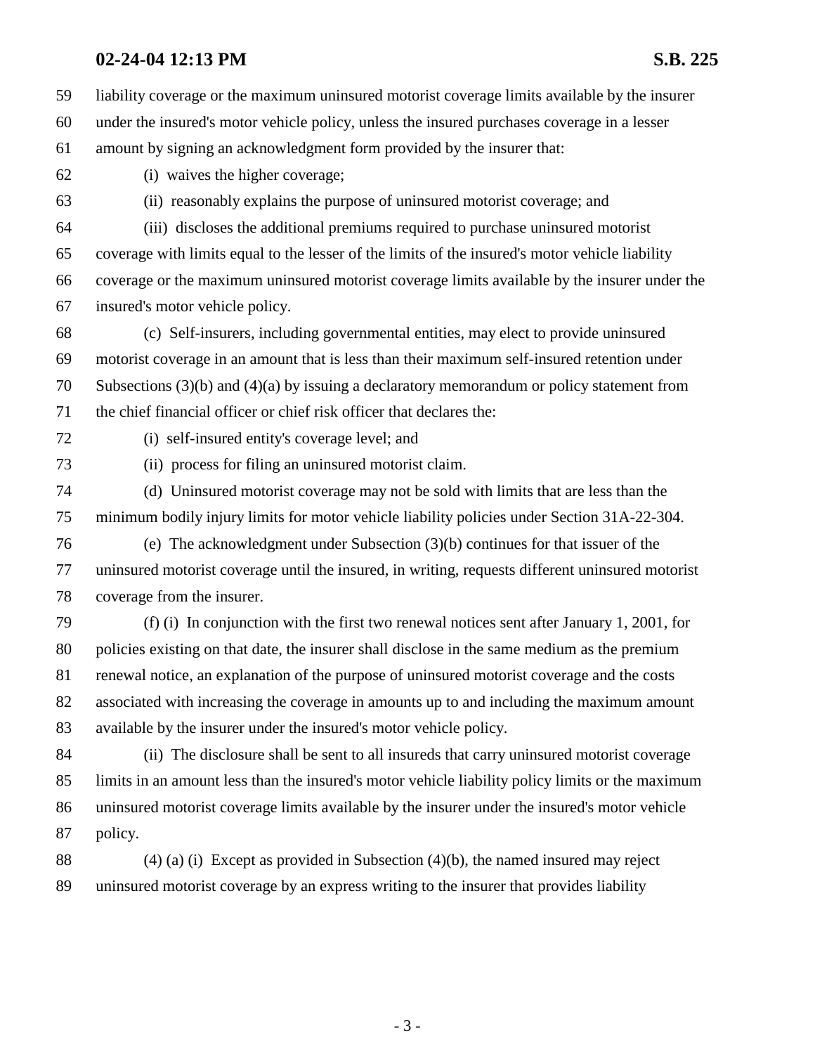liability coverage or the maximum uninsured motorist coverage limits available by the insurer under the insured's motor vehicle policy, unless the insured purchases coverage in a lesser amount by signing an acknowledgment form provided by the insurer that:

(i) waives the higher coverage;

(ii) reasonably explains the purpose of uninsured motorist coverage; and

(iii) discloses the additional premiums required to purchase uninsured motorist coverage with limits equal to the lesser of the limits of the insured's motor vehicle liability coverage or the maximum uninsured motorist coverage limits available by the insurer under the insured's motor vehicle policy.

(c) Self-insurers, including governmental entities, may elect to provide uninsured motorist coverage in an amount that is less than their maximum self-insured retention under Subsections (3)(b) and (4)(a) by issuing a declaratory memorandum or policy statement from the chief financial officer or chief risk officer that declares the:

(i) self-insured entity's coverage level; and

(ii) process for filing an uninsured motorist claim.

(d) Uninsured motorist coverage may not be sold with limits that are less than the minimum bodily injury limits for motor vehicle liability policies under Section 31A-22-304.

(e) The acknowledgment under Subsection (3)(b) continues for that issuer of the uninsured motorist coverage until the insured, in writing, requests different uninsured motorist coverage from the insurer.

(f) (i) In conjunction with the first two renewal notices sent after January 1, 2001, for policies existing on that date, the insurer shall disclose in the same medium as the premium renewal notice, an explanation of the purpose of uninsured motorist coverage and the costs associated with increasing the coverage in amounts up to and including the maximum amount available by the insurer under the insured's motor vehicle policy.

(ii) The disclosure shall be sent to all insureds that carry uninsured motorist coverage limits in an amount less than the insured's motor vehicle liability policy limits or the maximum uninsured motorist coverage limits available by the insurer under the insured's motor vehicle policy.

(4) (a) (i) Except as provided in Subsection (4)(b), the named insured may reject uninsured motorist coverage by an express writing to the insurer that provides liability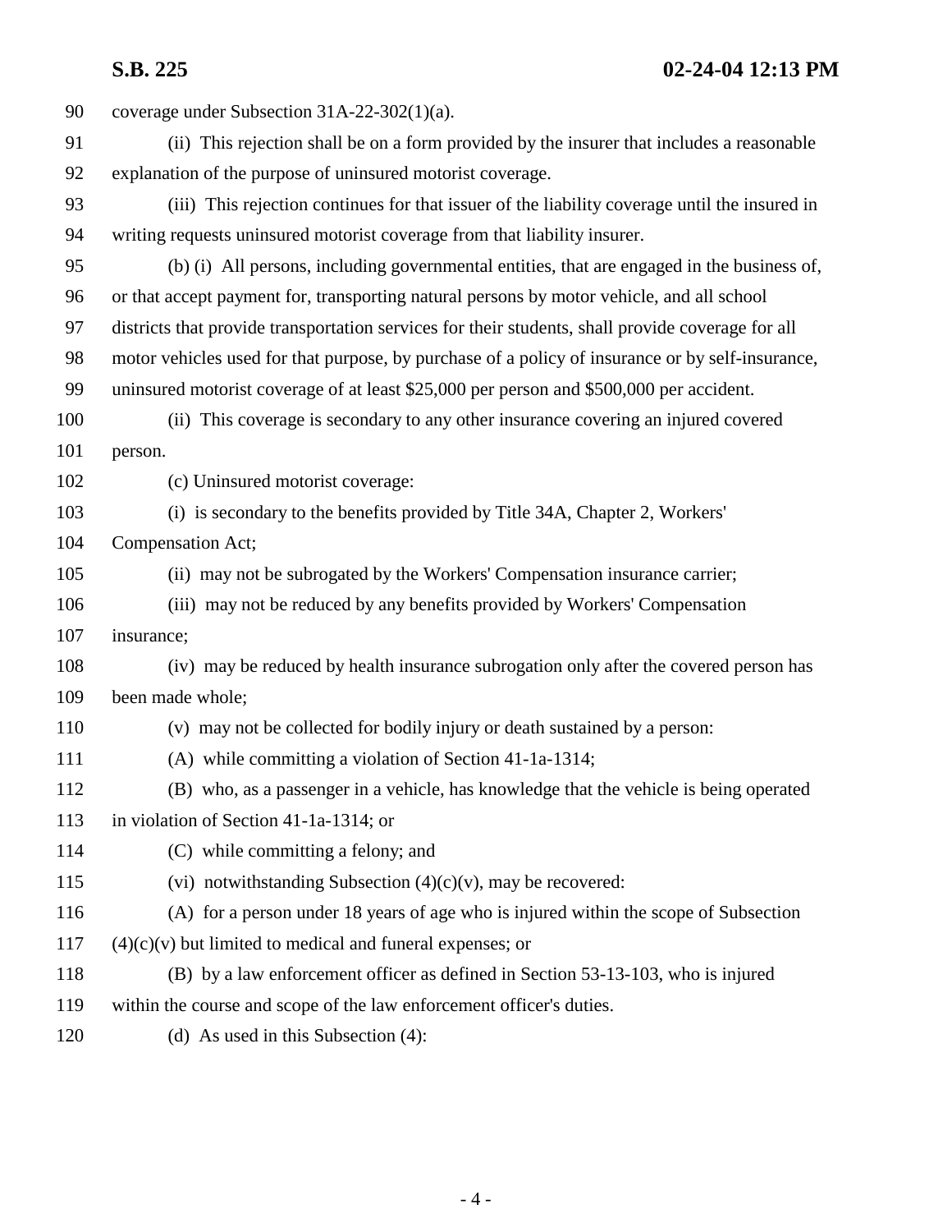coverage under Subsection 31A-22-302(1)(a).

(ii) This rejection shall be on a form provided by the insurer that includes a reasonable explanation of the purpose of uninsured motorist coverage.

(iii) This rejection continues for that issuer of the liability coverage until the insured in writing requests uninsured motorist coverage from that liability insurer.

(b) (i) All persons, including governmental entities, that are engaged in the business of, or that accept payment for, transporting natural persons by motor vehicle, and all school districts that provide transportation services for their students, shall provide coverage for all motor vehicles used for that purpose, by purchase of a policy of insurance or by self-insurance, uninsured motorist coverage of at least $25,000 per person and $500,000 per accident.

(ii) This coverage is secondary to any other insurance covering an injured covered person.

(c) Uninsured motorist coverage:

(i) is secondary to the benefits provided by Title 34A, Chapter 2, Workers' Compensation Act;

(ii) may not be subrogated by the Workers' Compensation insurance carrier;

(iii) may not be reduced by any benefits provided by Workers' Compensation insurance;

(iv) may be reduced by health insurance subrogation only after the covered person has been made whole;

(v) may not be collected for bodily injury or death sustained by a person:

(A) while committing a violation of Section 41-1a-1314;

(B) who, as a passenger in a vehicle, has knowledge that the vehicle is being operated in violation of Section 41-1a-1314; or

(C) while committing a felony; and

(vi) notwithstanding Subsection (4)(c)(v), may be recovered:

(A) for a person under 18 years of age who is injured within the scope of Subsection (4)(c)(v) but limited to medical and funeral expenses; or

(B) by a law enforcement officer as defined in Section 53-13-103, who is injured within the course and scope of the law enforcement officer's duties.

(d) As used in this Subsection (4):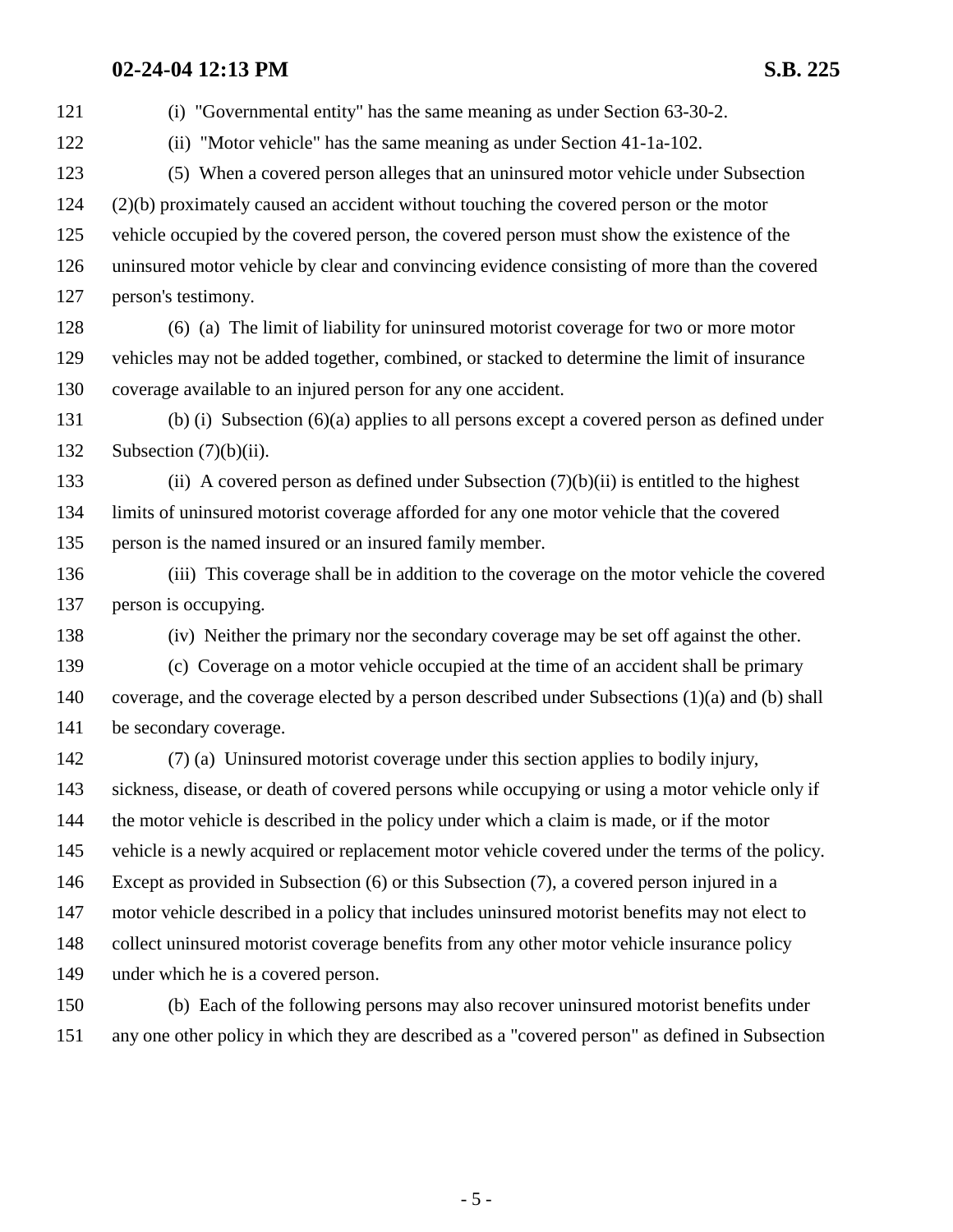(i) "Governmental entity" has the same meaning as under Section 63-30-2.

(ii) "Motor vehicle" has the same meaning as under Section 41-1a-102.

(5) When a covered person alleges that an uninsured motor vehicle under Subsection (2)(b) proximately caused an accident without touching the covered person or the motor vehicle occupied by the covered person, the covered person must show the existence of the uninsured motor vehicle by clear and convincing evidence consisting of more than the covered person's testimony.

(6) (a) The limit of liability for uninsured motorist coverage for two or more motor vehicles may not be added together, combined, or stacked to determine the limit of insurance coverage available to an injured person for any one accident.

(b) (i) Subsection (6)(a) applies to all persons except a covered person as defined under Subsection (7)(b)(ii).

(ii) A covered person as defined under Subsection (7)(b)(ii) is entitled to the highest limits of uninsured motorist coverage afforded for any one motor vehicle that the covered person is the named insured or an insured family member.

(iii) This coverage shall be in addition to the coverage on the motor vehicle the covered person is occupying.

(iv) Neither the primary nor the secondary coverage may be set off against the other.

(c) Coverage on a motor vehicle occupied at the time of an accident shall be primary coverage, and the coverage elected by a person described under Subsections (1)(a) and (b) shall be secondary coverage.

(7) (a) Uninsured motorist coverage under this section applies to bodily injury, sickness, disease, or death of covered persons while occupying or using a motor vehicle only if the motor vehicle is described in the policy under which a claim is made, or if the motor vehicle is a newly acquired or replacement motor vehicle covered under the terms of the policy. Except as provided in Subsection (6) or this Subsection (7), a covered person injured in a motor vehicle described in a policy that includes uninsured motorist benefits may not elect to collect uninsured motorist coverage benefits from any other motor vehicle insurance policy under which he is a covered person.

(b) Each of the following persons may also recover uninsured motorist benefits under any one other policy in which they are described as a "covered person" as defined in Subsection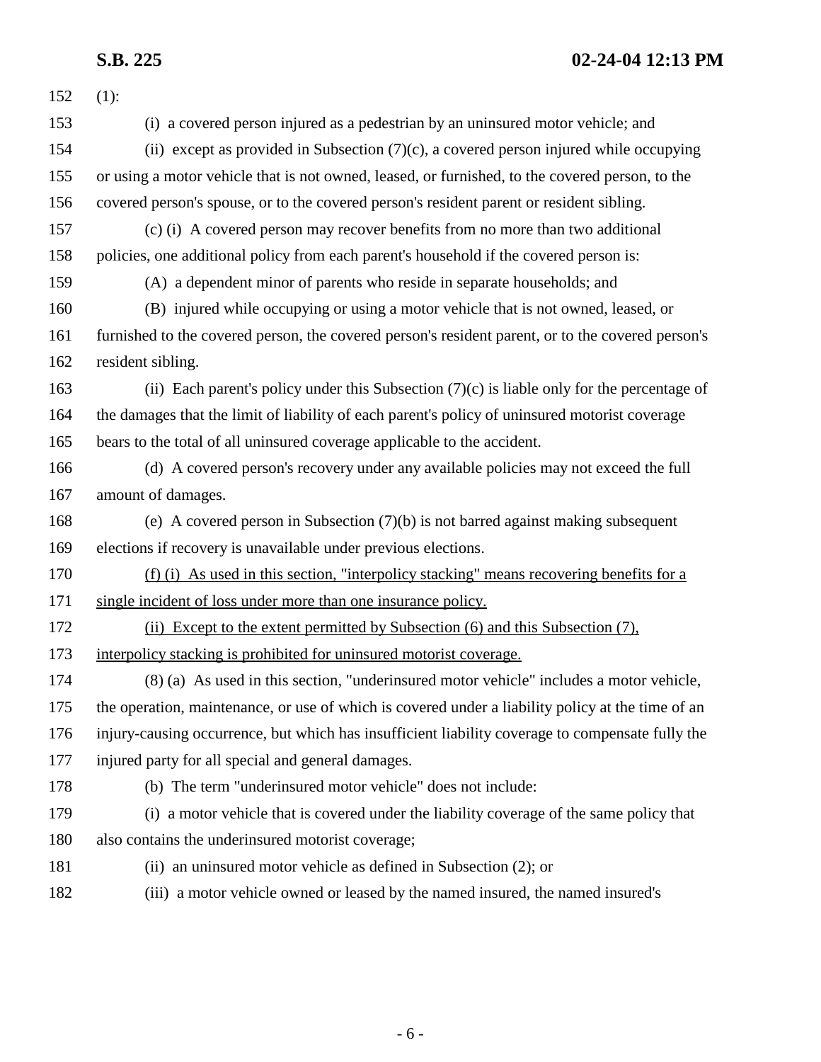(1):

(i) a covered person injured as a pedestrian by an uninsured motor vehicle; and

(ii) except as provided in Subsection (7)(c), a covered person injured while occupying or using a motor vehicle that is not owned, leased, or furnished, to the covered person, to the covered person's spouse, or to the covered person's resident parent or resident sibling.

(c) (i) A covered person may recover benefits from no more than two additional policies, one additional policy from each parent's household if the covered person is:

(A) a dependent minor of parents who reside in separate households; and

(B) injured while occupying or using a motor vehicle that is not owned, leased, or furnished to the covered person, the covered person's resident parent, or to the covered person's resident sibling.

(ii) Each parent's policy under this Subsection (7)(c) is liable only for the percentage of the damages that the limit of liability of each parent's policy of uninsured motorist coverage bears to the total of all uninsured coverage applicable to the accident.

(d) A covered person's recovery under any available policies may not exceed the full amount of damages.

(e) A covered person in Subsection (7)(b) is not barred against making subsequent elections if recovery is unavailable under previous elections.

<u>(f) (i) As used in this section, "interpolicy stacking" means recovering benefits for a single incident of loss under more than one insurance policy.</u>

<u>(ii) Except to the extent permitted by Subsection (6) and this Subsection (7), interpolicy stacking is prohibited for uninsured motorist coverage.</u>

(8) (a) As used in this section, "underinsured motor vehicle" includes a motor vehicle, the operation, maintenance, or use of which is covered under a liability policy at the time of an injury-causing occurrence, but which has insufficient liability coverage to compensate fully the injured party for all special and general damages.

(b) The term "underinsured motor vehicle" does not include:

(i) a motor vehicle that is covered under the liability coverage of the same policy that also contains the underinsured motorist coverage;

(ii) an uninsured motor vehicle as defined in Subsection (2); or

(iii) a motor vehicle owned or leased by the named insured, the named insured's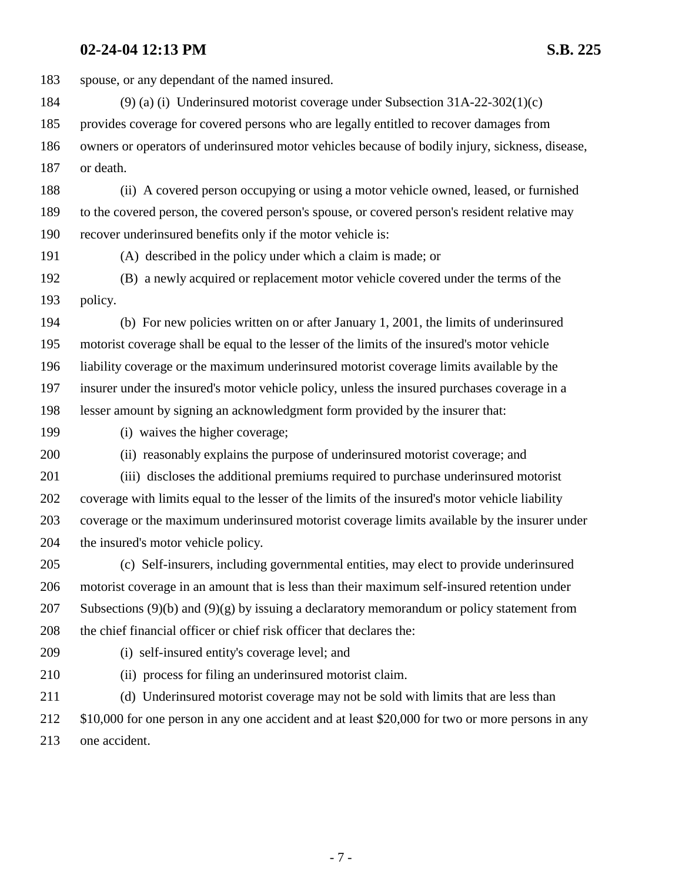spouse, or any dependant of the named insured.

(9) (a) (i) Underinsured motorist coverage under Subsection 31A-22-302(1)(c) provides coverage for covered persons who are legally entitled to recover damages from owners or operators of underinsured motor vehicles because of bodily injury, sickness, disease, or death.

(ii) A covered person occupying or using a motor vehicle owned, leased, or furnished to the covered person, the covered person's spouse, or covered person's resident relative may recover underinsured benefits only if the motor vehicle is:

(A) described in the policy under which a claim is made; or

(B) a newly acquired or replacement motor vehicle covered under the terms of the policy.

(b) For new policies written on or after January 1, 2001, the limits of underinsured motorist coverage shall be equal to the lesser of the limits of the insured's motor vehicle liability coverage or the maximum underinsured motorist coverage limits available by the insurer under the insured's motor vehicle policy, unless the insured purchases coverage in a lesser amount by signing an acknowledgment form provided by the insurer that:

(i) waives the higher coverage;

(ii) reasonably explains the purpose of underinsured motorist coverage; and

(iii) discloses the additional premiums required to purchase underinsured motorist coverage with limits equal to the lesser of the limits of the insured's motor vehicle liability coverage or the maximum underinsured motorist coverage limits available by the insurer under the insured's motor vehicle policy.

(c) Self-insurers, including governmental entities, may elect to provide underinsured motorist coverage in an amount that is less than their maximum self-insured retention under Subsections (9)(b) and (9)(g) by issuing a declaratory memorandum or policy statement from the chief financial officer or chief risk officer that declares the:

(i) self-insured entity's coverage level; and

(ii) process for filing an underinsured motorist claim.

(d) Underinsured motorist coverage may not be sold with limits that are less than $10,000 for one person in any one accident and at least $20,000 for two or more persons in any one accident.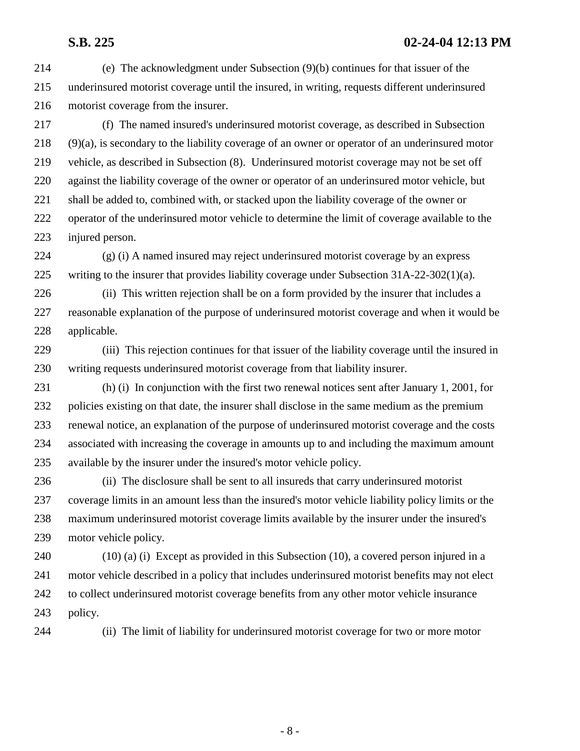(e) The acknowledgment under Subsection (9)(b) continues for that issuer of the underinsured motorist coverage until the insured, in writing, requests different underinsured motorist coverage from the insurer.

(f) The named insured's underinsured motorist coverage, as described in Subsection (9)(a), is secondary to the liability coverage of an owner or operator of an underinsured motor vehicle, as described in Subsection (8). Underinsured motorist coverage may not be set off against the liability coverage of the owner or operator of an underinsured motor vehicle, but shall be added to, combined with, or stacked upon the liability coverage of the owner or operator of the underinsured motor vehicle to determine the limit of coverage available to the injured person.

(g) (i) A named insured may reject underinsured motorist coverage by an express writing to the insurer that provides liability coverage under Subsection 31A-22-302(1)(a).

(ii) This written rejection shall be on a form provided by the insurer that includes a reasonable explanation of the purpose of underinsured motorist coverage and when it would be applicable.

(iii) This rejection continues for that issuer of the liability coverage until the insured in writing requests underinsured motorist coverage from that liability insurer.

(h) (i) In conjunction with the first two renewal notices sent after January 1, 2001, for policies existing on that date, the insurer shall disclose in the same medium as the premium renewal notice, an explanation of the purpose of underinsured motorist coverage and the costs associated with increasing the coverage in amounts up to and including the maximum amount available by the insurer under the insured's motor vehicle policy.

(ii) The disclosure shall be sent to all insureds that carry underinsured motorist coverage limits in an amount less than the insured's motor vehicle liability policy limits or the maximum underinsured motorist coverage limits available by the insurer under the insured's motor vehicle policy.

(10) (a) (i) Except as provided in this Subsection (10), a covered person injured in a motor vehicle described in a policy that includes underinsured motorist benefits may not elect to collect underinsured motorist coverage benefits from any other motor vehicle insurance policy.

(ii) The limit of liability for underinsured motorist coverage for two or more motor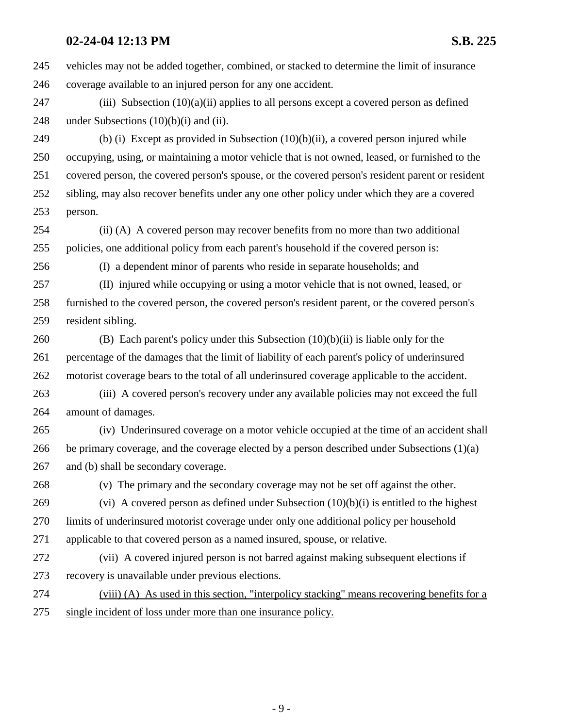vehicles may not be added together, combined, or stacked to determine the limit of insurance coverage available to an injured person for any one accident.

(iii) Subsection (10)(a)(ii) applies to all persons except a covered person as defined under Subsections (10)(b)(i) and (ii).

(b) (i) Except as provided in Subsection (10)(b)(ii), a covered person injured while occupying, using, or maintaining a motor vehicle that is not owned, leased, or furnished to the covered person, the covered person's spouse, or the covered person's resident parent or resident sibling, may also recover benefits under any one other policy under which they are a covered person.

(ii) (A) A covered person may recover benefits from no more than two additional policies, one additional policy from each parent's household if the covered person is:

(I) a dependent minor of parents who reside in separate households; and

(II) injured while occupying or using a motor vehicle that is not owned, leased, or furnished to the covered person, the covered person's resident parent, or the covered person's resident sibling.

(B) Each parent's policy under this Subsection (10)(b)(ii) is liable only for the percentage of the damages that the limit of liability of each parent's policy of underinsured motorist coverage bears to the total of all underinsured coverage applicable to the accident.

(iii) A covered person's recovery under any available policies may not exceed the full amount of damages.

(iv) Underinsured coverage on a motor vehicle occupied at the time of an accident shall be primary coverage, and the coverage elected by a person described under Subsections (1)(a) and (b) shall be secondary coverage.

(v) The primary and the secondary coverage may not be set off against the other.

(vi) A covered person as defined under Subsection (10)(b)(i) is entitled to the highest limits of underinsured motorist coverage under only one additional policy per household applicable to that covered person as a named insured, spouse, or relative.

(vii) A covered injured person is not barred against making subsequent elections if recovery is unavailable under previous elections.

<u>(viii) (A) As used in this section, "interpolicy stacking" means recovering benefits for a single incident of loss under more than one insurance policy.</u>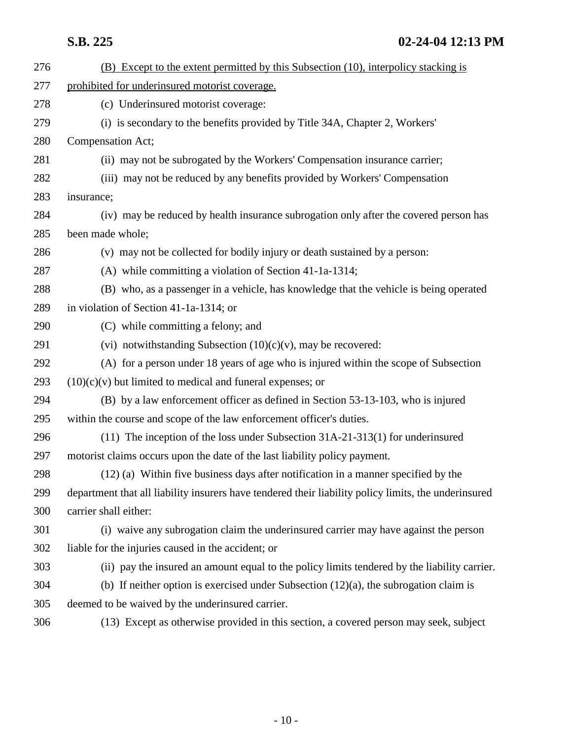(B) Except to the extent permitted by this Subsection (10), interpolicy stacking is prohibited for underinsured motorist coverage.

(c) Underinsured motorist coverage:

(i) is secondary to the benefits provided by Title 34A, Chapter 2, Workers' Compensation Act;

(ii) may not be subrogated by the Workers' Compensation insurance carrier;

(iii) may not be reduced by any benefits provided by Workers' Compensation insurance;

(iv) may be reduced by health insurance subrogation only after the covered person has been made whole;

(v) may not be collected for bodily injury or death sustained by a person:

(A) while committing a violation of Section 41-1a-1314;

(B) who, as a passenger in a vehicle, has knowledge that the vehicle is being operated in violation of Section 41-1a-1314; or

(C) while committing a felony; and

(vi) notwithstanding Subsection (10)(c)(v), may be recovered:

(A) for a person under 18 years of age who is injured within the scope of Subsection (10)(c)(v) but limited to medical and funeral expenses; or

(B) by a law enforcement officer as defined in Section 53-13-103, who is injured within the course and scope of the law enforcement officer's duties.

(11) The inception of the loss under Subsection 31A-21-313(1) for underinsured motorist claims occurs upon the date of the last liability policy payment.

(12) (a) Within five business days after notification in a manner specified by the department that all liability insurers have tendered their liability policy limits, the underinsured carrier shall either:

(i) waive any subrogation claim the underinsured carrier may have against the person liable for the injuries caused in the accident; or

(ii) pay the insured an amount equal to the policy limits tendered by the liability carrier.

(b) If neither option is exercised under Subsection (12)(a), the subrogation claim is deemed to be waived by the underinsured carrier.

(13) Except as otherwise provided in this section, a covered person may seek, subject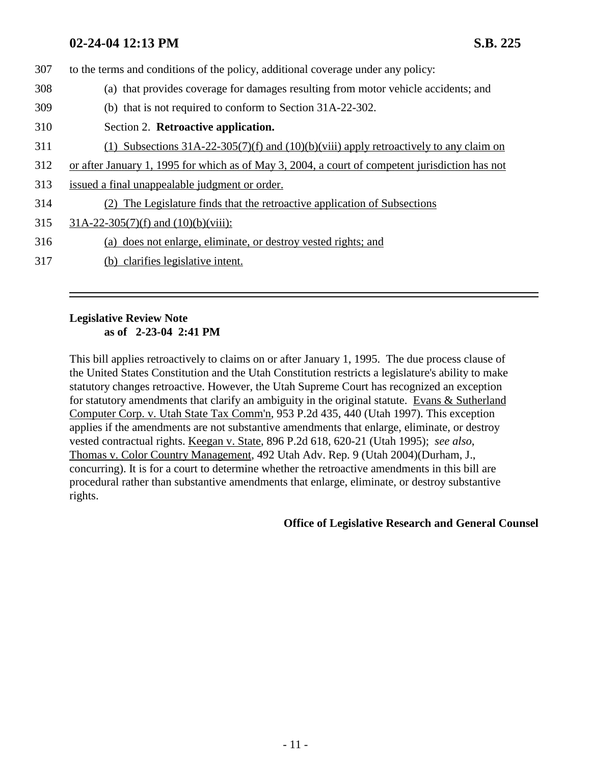307 to the terms and conditions of the policy, additional coverage under any policy:

308 (a) that provides coverage for damages resulting from motor vehicle accidents; and

309 (b) that is not required to conform to Section 31A-22-302.

310 Section 2. **Retroactive application.**

311 <u>(1) Subsections 31A-22-305(7)(f) and (10)(b)(viii) apply retroactively to any claim on</u>

312 <u>or after January 1, 1995 for which as of May 3, 2004, a court of competent jurisdiction has not</u>

313 <u>issued a final unappealable judgment or order.</u>

314 <u>(2) The Legislature finds that the retroactive application of Subsections</u>

315 <u>31A-22-305(7)(f) and (10)(b)(viii):</u>

316 <u>(a) does not enlarge, eliminate, or destroy vested rights; and</u>

317 <u>(b) clarifies legislative intent.</u>

---

**Legislative Review Note**
**as of 2-23-04 2:41 PM**

This bill applies retroactively to claims on or after January 1, 1995. The due process clause of the United States Constitution and the Utah Constitution restricts a legislature's ability to make statutory changes retroactive. However, the Utah Supreme Court has recognized an exception for statutory amendments that clarify an ambiguity in the original statute. <u>Evans & Sutherland Computer Corp. v. Utah State Tax Comm'n</u>, 953 P.2d 435, 440 (Utah 1997). This exception applies if the amendments are not substantive amendments that enlarge, eliminate, or destroy vested contractual rights. <u>Keegan v. State</u>, 896 P.2d 618, 620-21 (Utah 1995); *see also*, <u>Thomas v. Color Country Management</u>, 492 Utah Adv. Rep. 9 (Utah 2004)(Durham, J., concurring). It is for a court to determine whether the retroactive amendments in this bill are procedural rather than substantive amendments that enlarge, eliminate, or destroy substantive rights.

**Office of Legislative Research and General Counsel**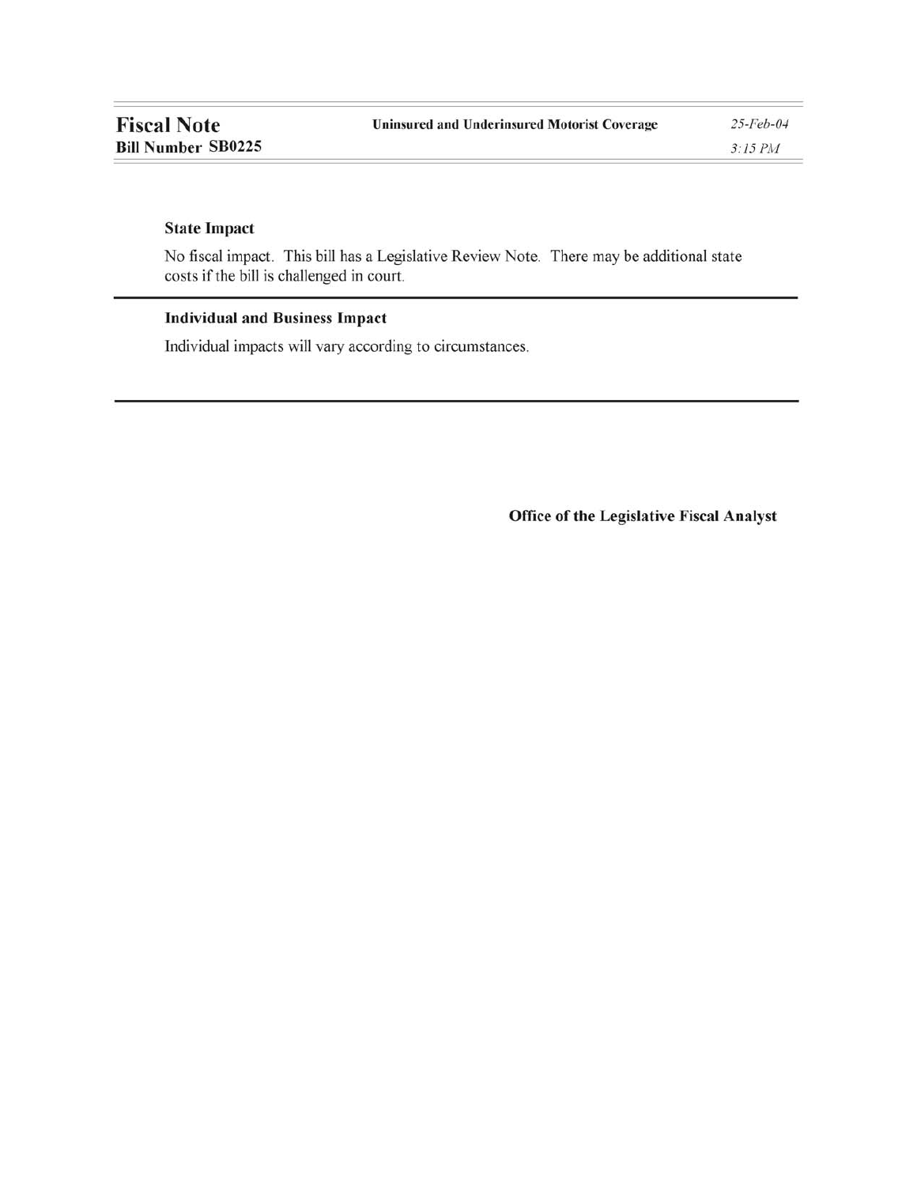**Fiscal Note** | **Uninsured and Underinsured Motorist Coverage** | *25-Feb-04*
**Bill Number SB0225** | | *3:15 PM*

### State Impact

No fiscal impact. This bill has a Legislative Review Note. There may be additional state costs if the bill is challenged in court.

### Individual and Business Impact

Individual impacts will vary according to circumstances.

**Office of the Legislative Fiscal Analyst**